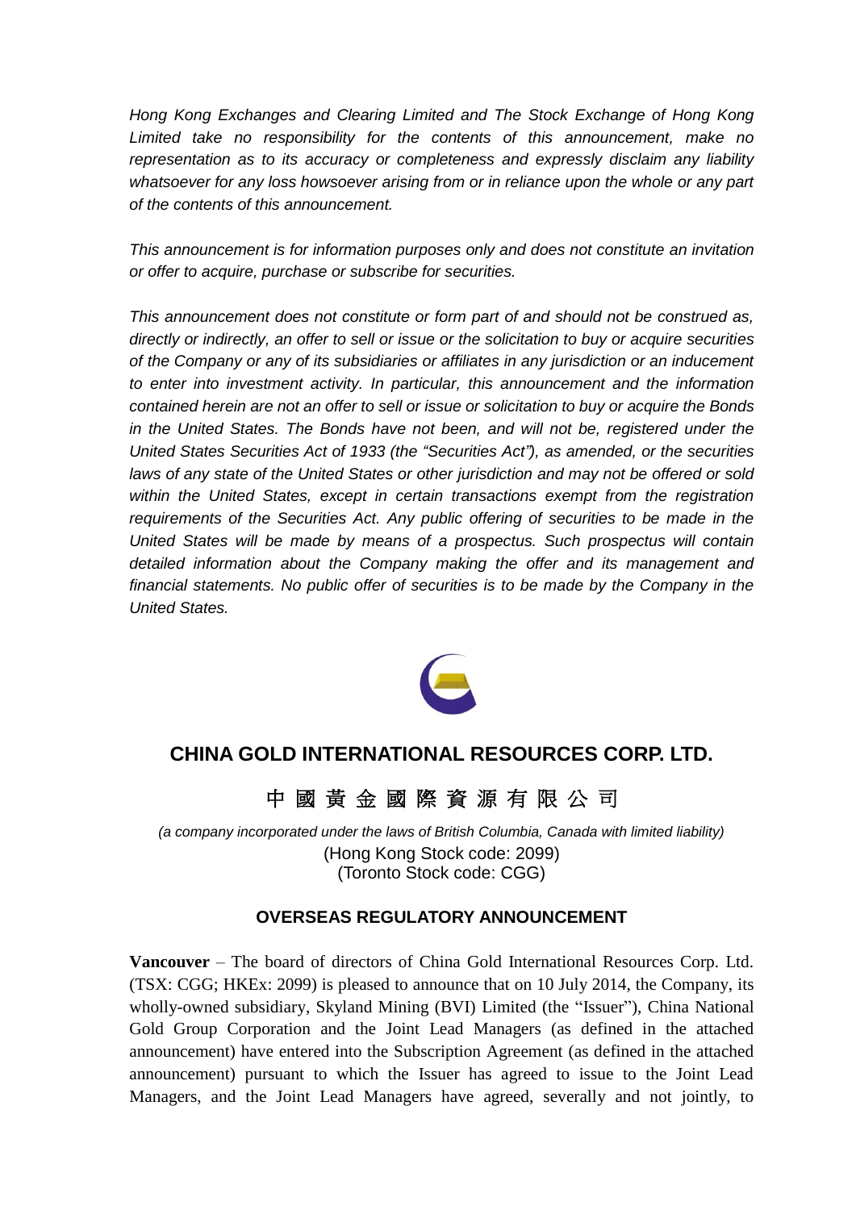*Hong Kong Exchanges and Clearing Limited and The Stock Exchange of Hong Kong Limited take no responsibility for the contents of this announcement, make no representation as to its accuracy or completeness and expressly disclaim any liability whatsoever for any loss howsoever arising from or in reliance upon the whole or any part of the contents of this announcement.*

*This announcement is for information purposes only and does not constitute an invitation or offer to acquire, purchase or subscribe for securities.*

*This announcement does not constitute or form part of and should not be construed as, directly or indirectly, an offer to sell or issue or the solicitation to buy or acquire securities of the Company or any of its subsidiaries or affiliates in any jurisdiction or an inducement to enter into investment activity. In particular, this announcement and the information contained herein are not an offer to sell or issue or solicitation to buy or acquire the Bonds in the United States. The Bonds have not been, and will not be, registered under the United States Securities Act of 1933 (the "Securities Act"), as amended, or the securities laws of any state of the United States or other jurisdiction and may not be offered or sold within the United States, except in certain transactions exempt from the registration requirements of the Securities Act. Any public offering of securities to be made in the United States will be made by means of a prospectus. Such prospectus will contain detailed information about the Company making the offer and its management and financial statements. No public offer of securities is to be made by the Company in the United States.*

# CHINA GOLD INTERNATIONAL RESOURCES CORP. LTD.

# 中 國 黃 金 國 際 資 源 有 限 公 司

*(a company incorporated under the laws of British Columbia, Canada with limited liability)*

(Hong Kong Stock code: 2099)
(Toronto Stock code: CGG)

## OVERSEAS REGULATORY ANNOUNCEMENT

**Vancouver** – The board of directors of China Gold International Resources Corp. Ltd. (TSX: CGG; HKEx: 2099) is pleased to announce that on 10 July 2014, the Company, its wholly-owned subsidiary, Skyland Mining (BVI) Limited (the "Issuer"), China National Gold Group Corporation and the Joint Lead Managers (as defined in the attached announcement) have entered into the Subscription Agreement (as defined in the attached announcement) pursuant to which the Issuer has agreed to issue to the Joint Lead Managers, and the Joint Lead Managers have agreed, severally and not jointly, to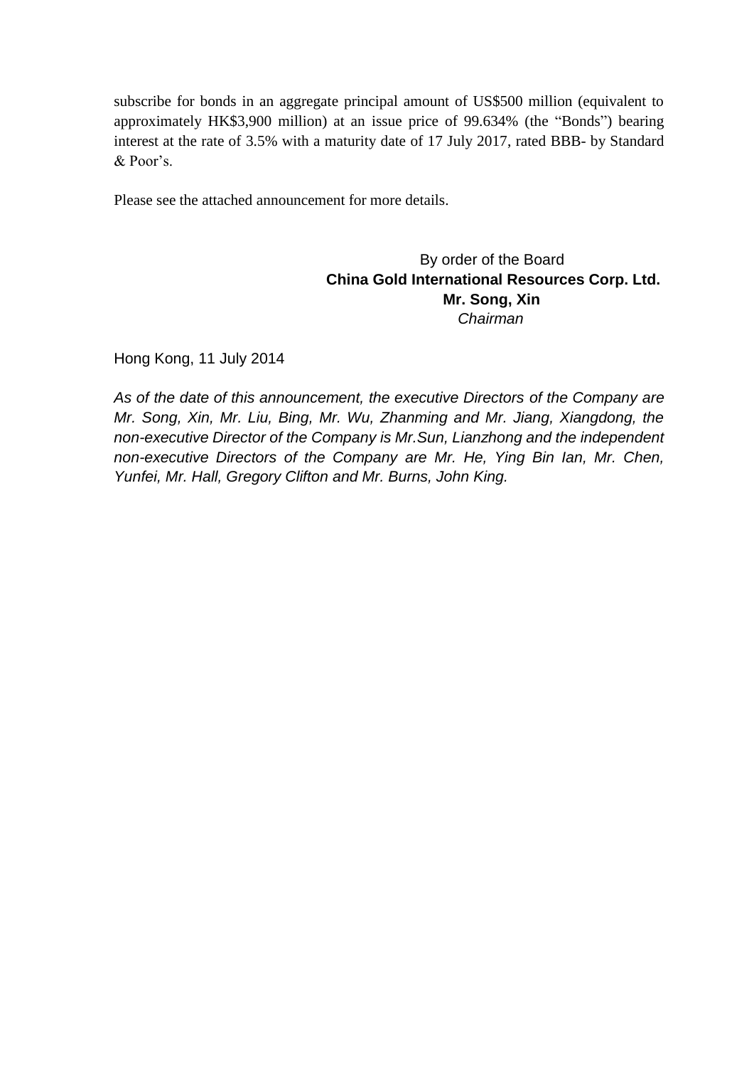subscribe for bonds in an aggregate principal amount of US$500 million (equivalent to approximately HK$3,900 million) at an issue price of 99.634% (the "Bonds") bearing interest at the rate of 3.5% with a maturity date of 17 July 2017, rated BBB- by Standard & Poor's.

Please see the attached announcement for more details.

By order of the Board
**China Gold International Resources Corp. Ltd.**
**Mr. Song, Xin**
*Chairman*

Hong Kong, 11 July 2014

*As of the date of this announcement, the executive Directors of the Company are Mr. Song, Xin, Mr. Liu, Bing, Mr. Wu, Zhanming and Mr. Jiang, Xiangdong, the non-executive Director of the Company is Mr.Sun, Lianzhong and the independent non-executive Directors of the Company are Mr. He, Ying Bin Ian, Mr. Chen, Yunfei, Mr. Hall, Gregory Clifton and Mr. Burns, John King.*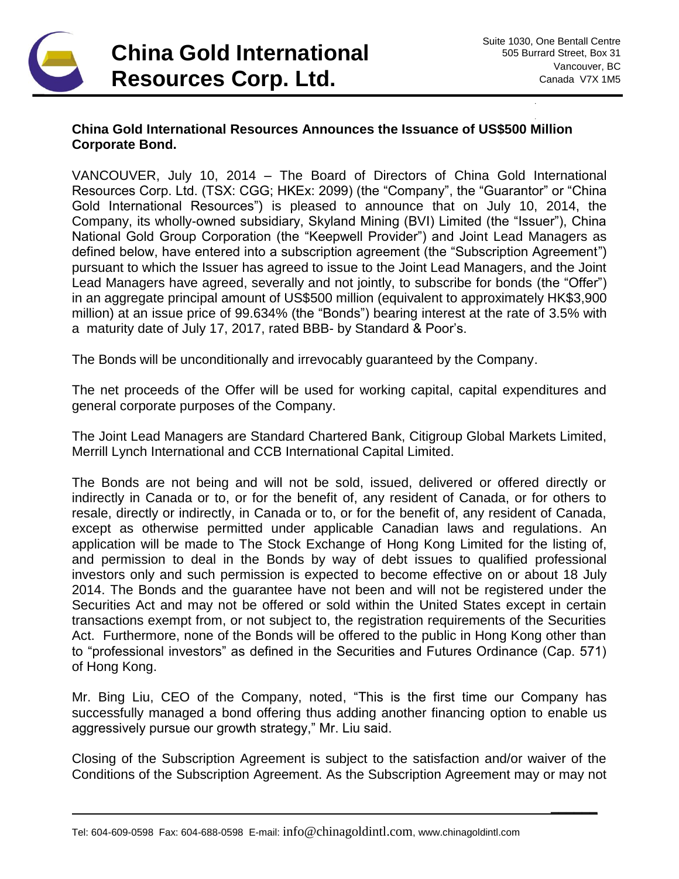# China Gold International Resources Corp. Ltd.

Suite 1030, One Bentall Centre
505 Burrard Street, Box 31
Vancouver, BC
Canada V7X 1M5

**China Gold International Resources Announces the Issuance of US$500 Million Corporate Bond.**

VANCOUVER, July 10, 2014 – The Board of Directors of China Gold International Resources Corp. Ltd. (TSX: CGG; HKEx: 2099) (the "Company", the "Guarantor" or "China Gold International Resources") is pleased to announce that on July 10, 2014, the Company, its wholly-owned subsidiary, Skyland Mining (BVI) Limited (the "Issuer"), China National Gold Group Corporation (the "Keepwell Provider") and Joint Lead Managers as defined below, have entered into a subscription agreement (the "Subscription Agreement") pursuant to which the Issuer has agreed to issue to the Joint Lead Managers, and the Joint Lead Managers have agreed, severally and not jointly, to subscribe for bonds (the "Offer") in an aggregate principal amount of US$500 million (equivalent to approximately HK$3,900 million) at an issue price of 99.634% (the "Bonds") bearing interest at the rate of 3.5% with a maturity date of July 17, 2017, rated BBB- by Standard & Poor's.

The Bonds will be unconditionally and irrevocably guaranteed by the Company.

The net proceeds of the Offer will be used for working capital, capital expenditures and general corporate purposes of the Company.

The Joint Lead Managers are Standard Chartered Bank, Citigroup Global Markets Limited, Merrill Lynch International and CCB International Capital Limited.

The Bonds are not being and will not be sold, issued, delivered or offered directly or indirectly in Canada or to, or for the benefit of, any resident of Canada, or for others to resale, directly or indirectly, in Canada or to, or for the benefit of, any resident of Canada, except as otherwise permitted under applicable Canadian laws and regulations. An application will be made to The Stock Exchange of Hong Kong Limited for the listing of, and permission to deal in the Bonds by way of debt issues to qualified professional investors only and such permission is expected to become effective on or about 18 July 2014. The Bonds and the guarantee have not been and will not be registered under the Securities Act and may not be offered or sold within the United States except in certain transactions exempt from, or not subject to, the registration requirements of the Securities Act. Furthermore, none of the Bonds will be offered to the public in Hong Kong other than to "professional investors" as defined in the Securities and Futures Ordinance (Cap. 571) of Hong Kong.

Mr. Bing Liu, CEO of the Company, noted, "This is the first time our Company has successfully managed a bond offering thus adding another financing option to enable us aggressively pursue our growth strategy," Mr. Liu said.

Closing of the Subscription Agreement is subject to the satisfaction and/or waiver of the Conditions of the Subscription Agreement. As the Subscription Agreement may or may not

Tel: 604-609-0598 Fax: 604-688-0598 E-mail: info@chinagoldintl.com, www.chinagoldintl.com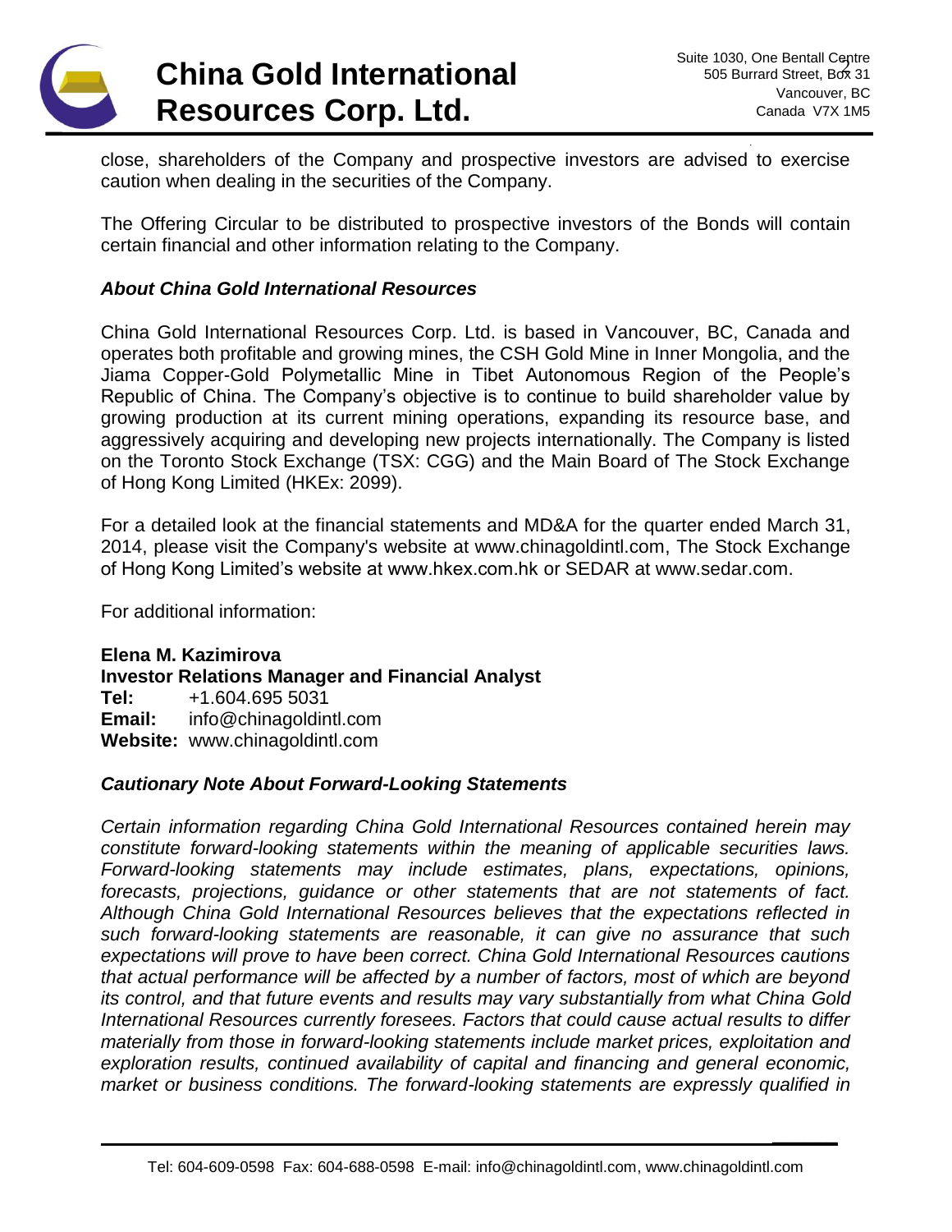close, shareholders of the Company and prospective investors are advised to exercise caution when dealing in the securities of the Company.

The Offering Circular to be distributed to prospective investors of the Bonds will contain certain financial and other information relating to the Company.

### *About China Gold International Resources*

China Gold International Resources Corp. Ltd. is based in Vancouver, BC, Canada and operates both profitable and growing mines, the CSH Gold Mine in Inner Mongolia, and the Jiama Copper-Gold Polymetallic Mine in Tibet Autonomous Region of the People's Republic of China. The Company's objective is to continue to build shareholder value by growing production at its current mining operations, expanding its resource base, and aggressively acquiring and developing new projects internationally. The Company is listed on the Toronto Stock Exchange (TSX: CGG) and the Main Board of The Stock Exchange of Hong Kong Limited (HKEx: 2099).

For a detailed look at the financial statements and MD&A for the quarter ended March 31, 2014, please visit the Company's website at www.chinagoldintl.com, The Stock Exchange of Hong Kong Limited's website at www.hkex.com.hk or SEDAR at www.sedar.com.

For additional information:

**Elena M. Kazimirova**
**Investor Relations Manager and Financial Analyst**
**Tel:** +1.604.695 5031
**Email:** info@chinagoldintl.com
**Website:** www.chinagoldintl.com

### *Cautionary Note About Forward-Looking Statements*

*Certain information regarding China Gold International Resources contained herein may constitute forward-looking statements within the meaning of applicable securities laws. Forward-looking statements may include estimates, plans, expectations, opinions, forecasts, projections, guidance or other statements that are not statements of fact. Although China Gold International Resources believes that the expectations reflected in such forward-looking statements are reasonable, it can give no assurance that such expectations will prove to have been correct. China Gold International Resources cautions that actual performance will be affected by a number of factors, most of which are beyond its control, and that future events and results may vary substantially from what China Gold International Resources currently foresees. Factors that could cause actual results to differ materially from those in forward-looking statements include market prices, exploitation and exploration results, continued availability of capital and financing and general economic, market or business conditions. The forward-looking statements are expressly qualified in*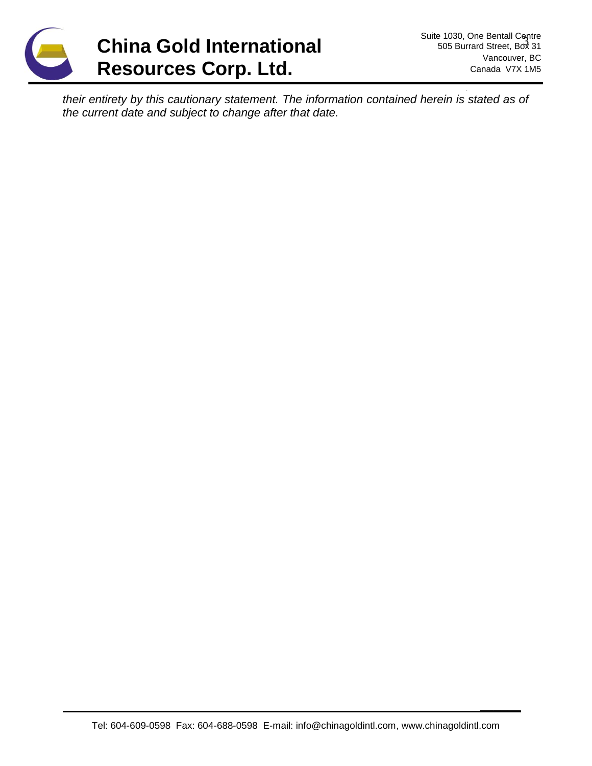*their entirety by this cautionary statement. The information contained herein is stated as of the current date and subject to change after that date.*